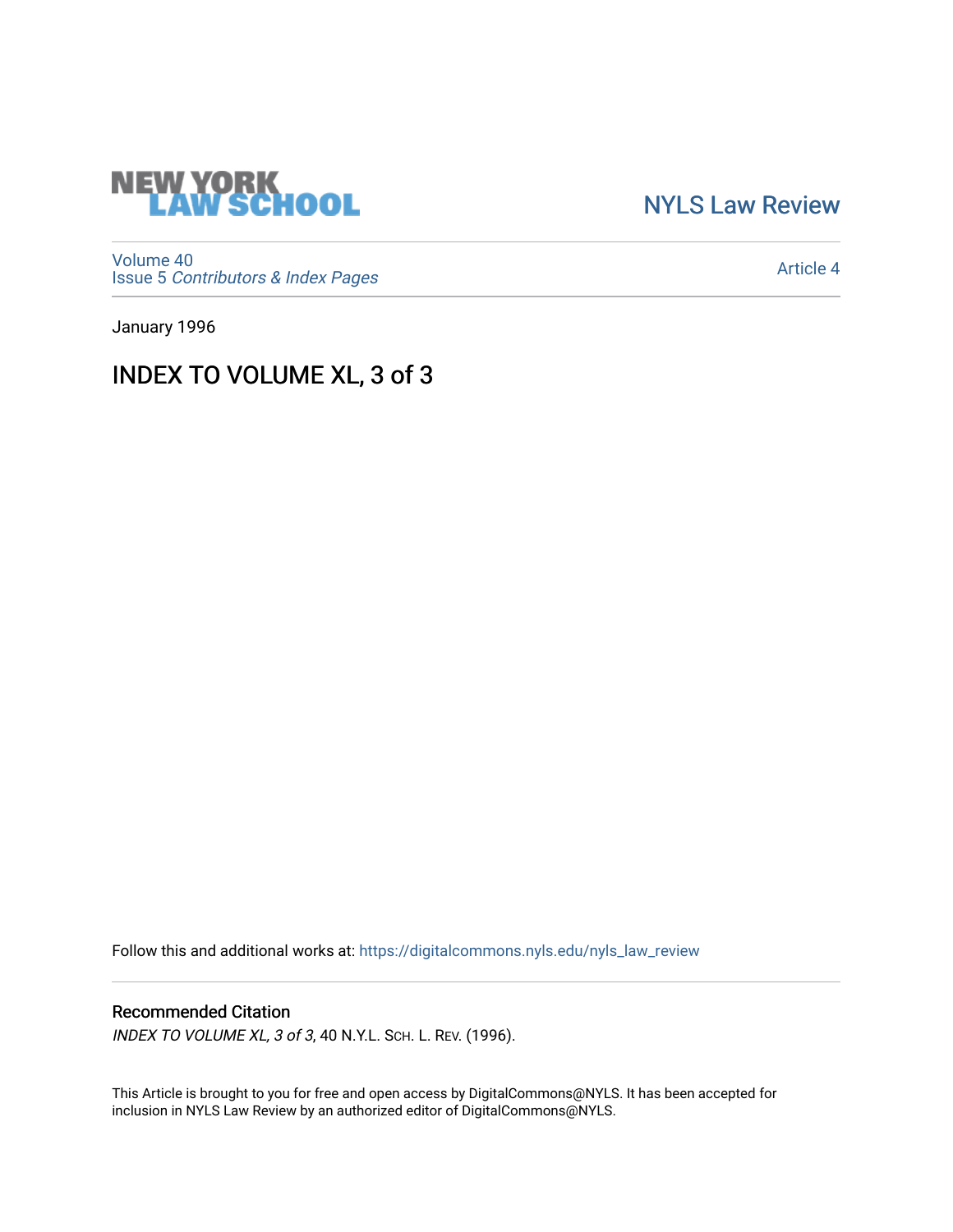NEW YORK LAW SCHOOL

NYLS Law Review

Volume 40
Issue 5 *Contributors & Index Pages*

Article 4

January 1996

# INDEX TO VOLUME XL, 3 of 3

Follow this and additional works at: https://digitalcommons.nyls.edu/nyls_law_review

## Recommended Citation

*INDEX TO VOLUME XL, 3 of 3*, 40 N.Y.L. Sch. L. Rev. (1996).

This Article is brought to you for free and open access by DigitalCommons@NYLS. It has been accepted for inclusion in NYLS Law Review by an authorized editor of DigitalCommons@NYLS.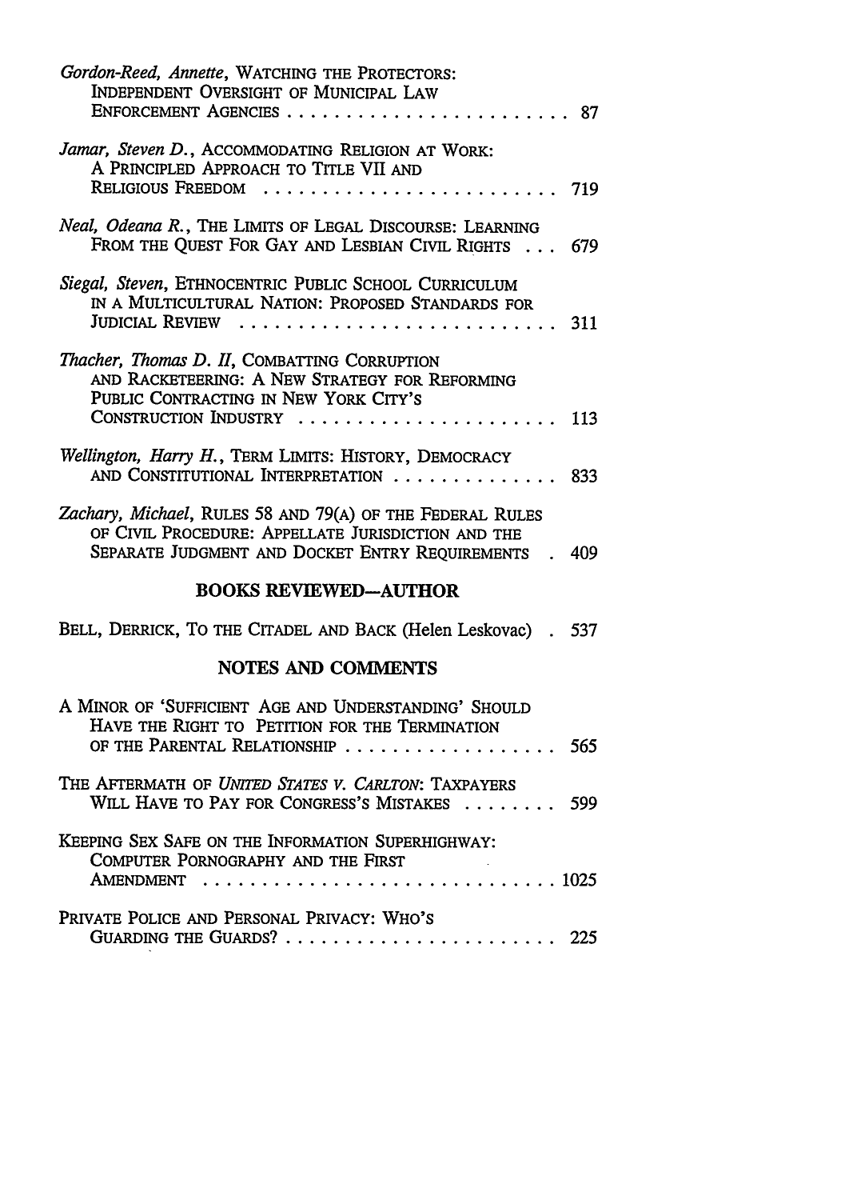*Gordon-Reed, Annette*, WATCHING THE PROTECTORS: INDEPENDENT OVERSIGHT OF MUNICIPAL LAW ENFORCEMENT AGENCIES . . . . . . . . . . . . . . . . . . . . . . . . 87

*Jamar, Steven D.*, ACCOMMODATING RELIGION AT WORK: A PRINCIPLED APPROACH TO TITLE VII AND RELIGIOUS FREEDOM . . . . . . . . . . . . . . . . . . . . . . . . 719

*Neal, Odeana R.*, THE LIMITS OF LEGAL DISCOURSE: LEARNING FROM THE QUEST FOR GAY AND LESBIAN CIVIL RIGHTS . . . 679

*Siegal, Steven*, ETHNOCENTRIC PUBLIC SCHOOL CURRICULUM IN A MULTICULTURAL NATION: PROPOSED STANDARDS FOR JUDICIAL REVIEW . . . . . . . . . . . . . . . . . . . . . . . . . . 311

*Thacher, Thomas D. II*, COMBATTING CORRUPTION AND RACKETEERING: A NEW STRATEGY FOR REFORMING PUBLIC CONTRACTING IN NEW YORK CITY'S CONSTRUCTION INDUSTRY . . . . . . . . . . . . . . . . . . . . . 113

*Wellington, Harry H.*, TERM LIMITS: HISTORY, DEMOCRACY AND CONSTITUTIONAL INTERPRETATION . . . . . . . . . . . . . . 833

*Zachary, Michael*, RULES 58 AND 79(A) OF THE FEDERAL RULES OF CIVIL PROCEDURE: APPELLATE JURISDICTION AND THE SEPARATE JUDGMENT AND DOCKET ENTRY REQUIREMENTS . 409

## BOOKS REVIEWED—AUTHOR

BELL, DERRICK, TO THE CITADEL AND BACK (Helen Leskovac) . 537

## NOTES AND COMMENTS

A MINOR OF 'SUFFICIENT AGE AND UNDERSTANDING' SHOULD HAVE THE RIGHT TO PETITION FOR THE TERMINATION OF THE PARENTAL RELATIONSHIP . . . . . . . . . . . . . . . . . . 565

THE AFTERMATH OF *UNITED STATES V. CARLTON*: TAXPAYERS WILL HAVE TO PAY FOR CONGRESS'S MISTAKES . . . . . . . . 599

KEEPING SEX SAFE ON THE INFORMATION SUPERHIGHWAY: COMPUTER PORNOGRAPHY AND THE FIRST AMENDMENT . . . . . . . . . . . . . . . . . . . . . . . . . . . . . 1025

PRIVATE POLICE AND PERSONAL PRIVACY: WHO'S GUARDING THE GUARDS? . . . . . . . . . . . . . . . . . . . . . . 225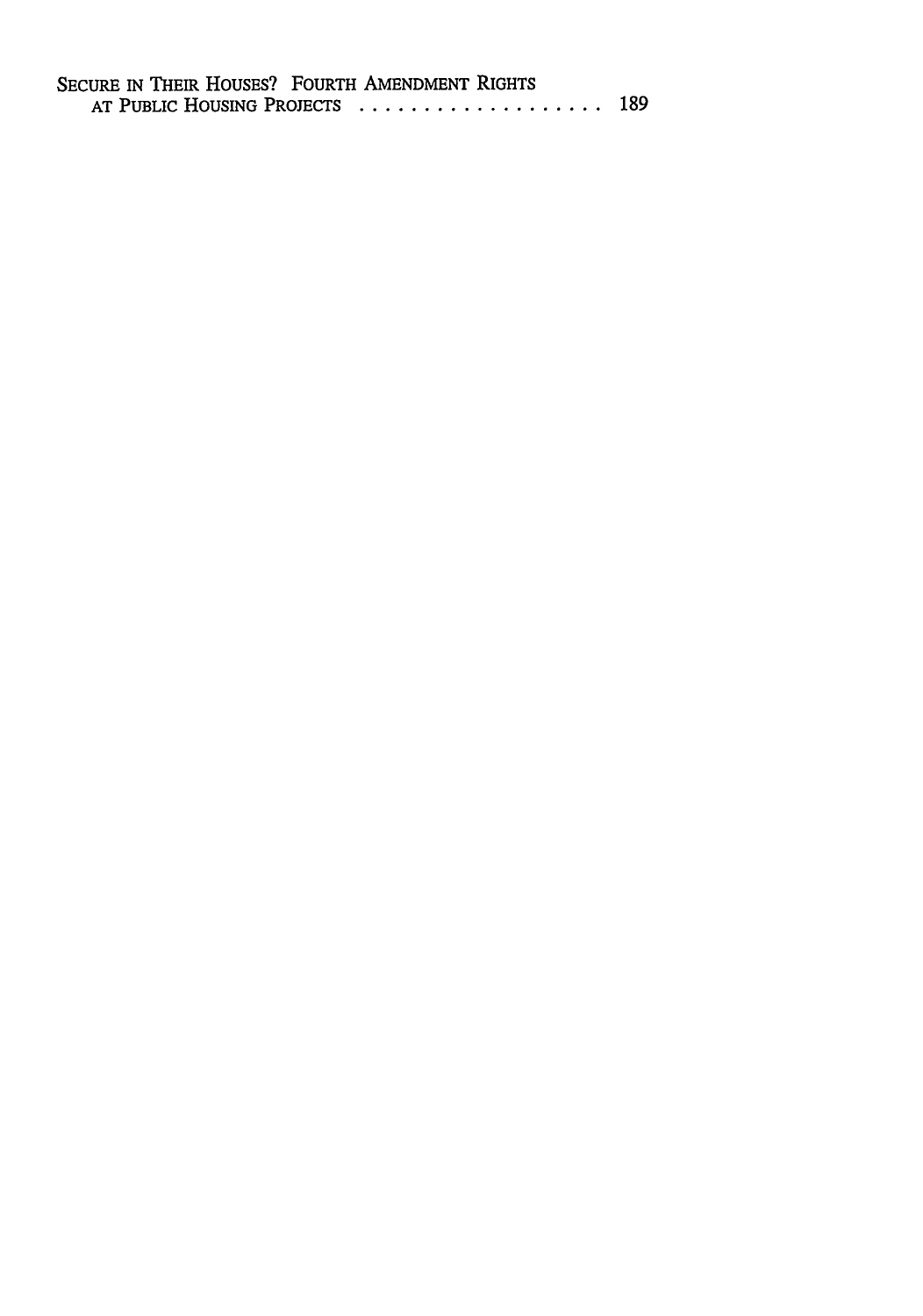SECURE IN THEIR HOUSES? FOURTH AMENDMENT RIGHTS AT PUBLIC HOUSING PROJECTS . . . . . . . . . . . . . . . . . . 189